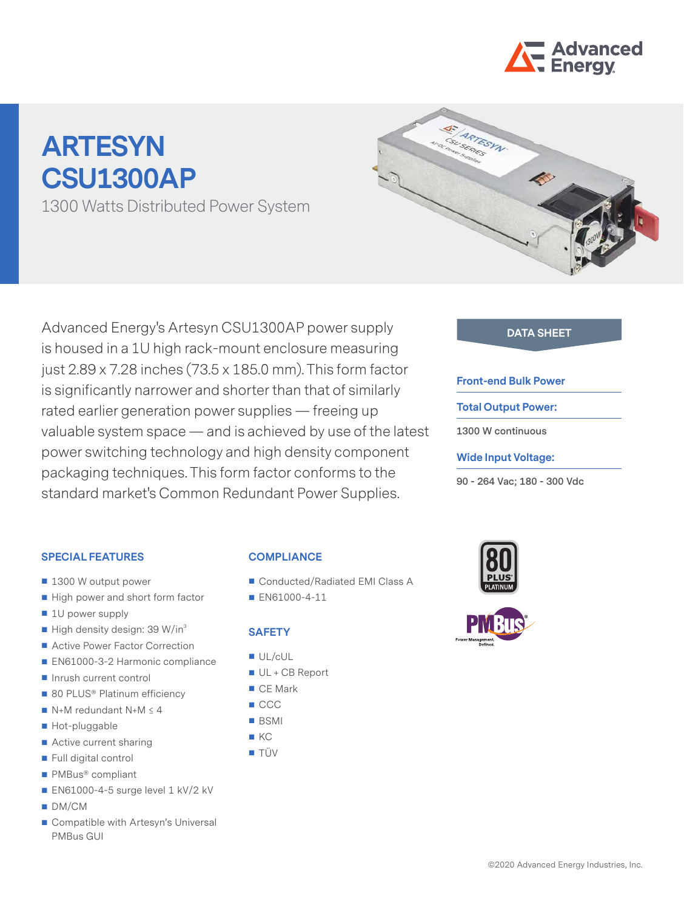# ARTESYN CSU1300AP

1300 Watts Distributed Power System

Advanced Energy's Artesyn CSU1300AP power supply is housed in a 1U high rack-mount enclosure measuring just 2.89 x 7.28 inches (73.5 x 185.0 mm). This form factor is significantly narrower and shorter than that of similarly rated earlier generation power supplies — freeing up valuable system space — and is achieved by use of the latest power switching technology and high density component packaging techniques. This form factor conforms to the standard market's Common Redundant Power Supplies.

**DATA SHEET**

**Front-end Bulk Power**

**Total Output Power:**

1300 W continuous

**Wide Input Voltage:**

90 - 264 Vac; 180 - 300 Vdc

## SPECIAL FEATURES

- 1300 W output power
- High power and short form factor
- 1U power supply
- High density design: 39 W/in³
- Active Power Factor Correction
- EN61000-3-2 Harmonic compliance
- Inrush current control
- 80 PLUS® Platinum efficiency
- N+M redundant N+M ≤ 4
- Hot-pluggable
- Active current sharing
- Full digital control
- PMBus® compliant
- EN61000-4-5 surge level 1 kV/2 kV
- DM/CM
- Compatible with Artesyn's Universal PMBus GUI

## COMPLIANCE

- Conducted/Radiated EMI Class A
- EN61000-4-11

## SAFETY

- UL/cUL
- UL + CB Report
- CE Mark
- CCC
- BSMI
- KC
- TÜV

©2020 Advanced Energy Industries, Inc.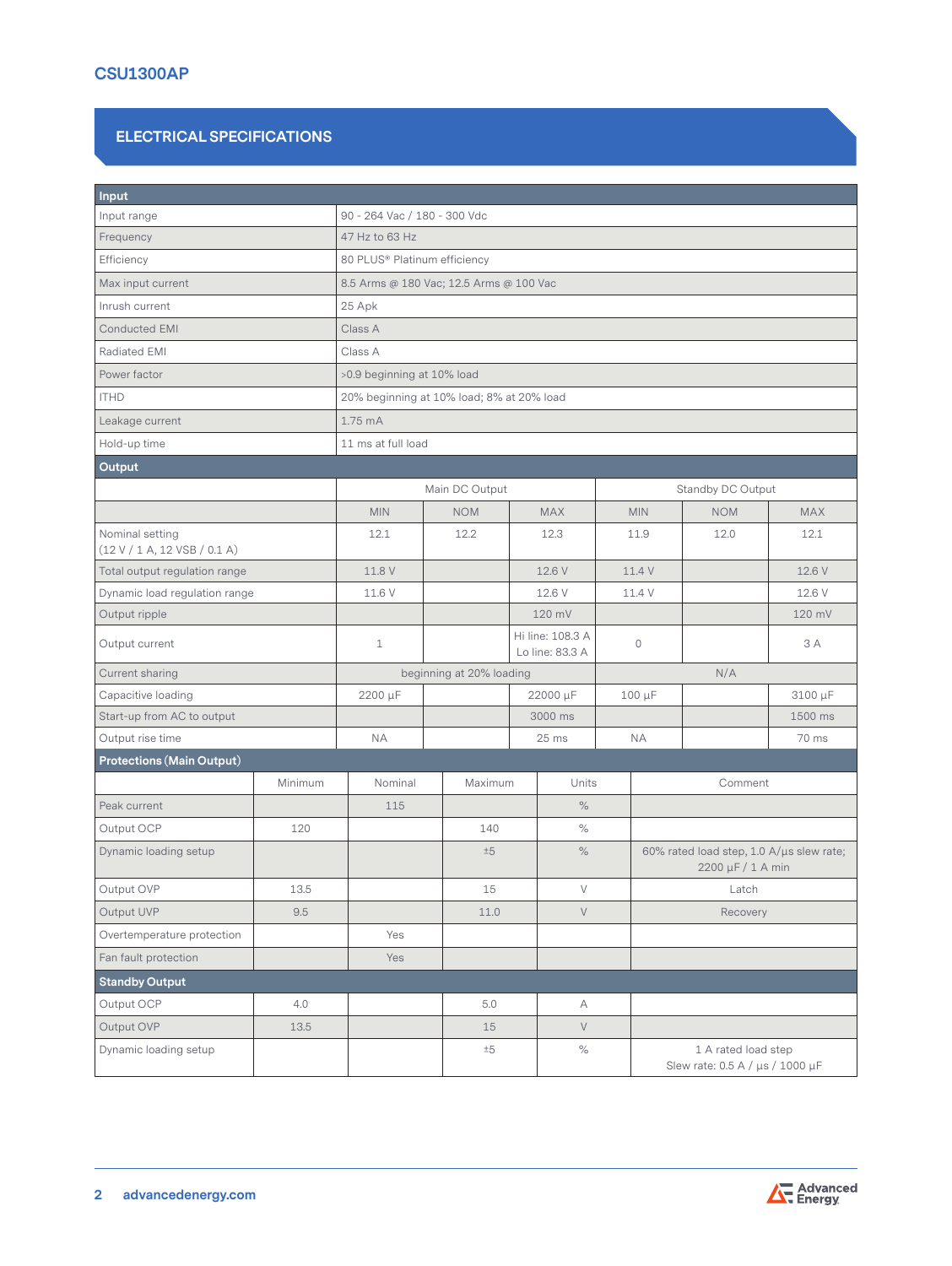## ELECTRICAL SPECIFICATIONS

| Input | |
|---|---|
| Input range | 90 - 264 Vac / 180 - 300 Vdc |
| Frequency | 47 Hz to 63 Hz |
| Efficiency | 80 PLUS® Platinum efficiency |
| Max input current | 8.5 Arms @ 180 Vac; 12.5 Arms @ 100 Vac |
| Inrush current | 25 Apk |
| Conducted EMI | Class A |
| Radiated EMI | Class A |
| Power factor | >0.9 beginning at 10% load |
| ITHD | 20% beginning at 10% load; 8% at 20% load |
| Leakage current | 1.75 mA |
| Hold-up time | 11 ms at full load |

| Output | Main DC Output | | | Standby DC Output | | |
|---|---|---|---|---|---|---|
| | MIN | NOM | MAX | MIN | NOM | MAX |
| Nominal setting (12 V / 1 A, 12 VSB / 0.1 A) | 12.1 | 12.2 | 12.3 | 11.9 | 12.0 | 12.1 |
| Total output regulation range | 11.8 V | | 12.6 V | 11.4 V | | 12.6 V |
| Dynamic load regulation range | 11.6 V | | 12.6 V | 11.4 V | | 12.6 V |
| Output ripple | | | 120 mV | | | 120 mV |
| Output current | 1 | | Hi line: 108.3 A Lo line: 83.3 A | 0 | | 3 A |
| Current sharing | beginning at 20% loading | | | N/A | | |
| Capacitive loading | 2200 µF | | 22000 µF | 100 µF | | 3100 µF |
| Start-up from AC to output | | | 3000 ms | | | 1500 ms |
| Output rise time | NA | | 25 ms | NA | | 70 ms |

| Protections (Main Output) | Minimum | Nominal | Maximum | Units | Comment |
|---|---|---|---|---|---|
| Peak current | | 115 | | % | |
| Output OCP | 120 | | 140 | % | |
| Dynamic loading setup | | | ±5 | % | 60% rated load step, 1.0 A/µs slew rate; 2200 µF / 1 A min |
| Output OVP | 13.5 | | 15 | V | Latch |
| Output UVP | 9.5 | | 11.0 | V | Recovery |
| Overtemperature protection | | Yes | | | |
| Fan fault protection | | Yes | | | |
| **Standby Output** | | | | | |
| Output OCP | 4.0 | | 5.0 | A | |
| Output OVP | 13.5 | | 15 | V | |
| Dynamic loading setup | | | ±5 | % | 1 A rated load step Slew rate: 0.5 A / µs / 1000 µF |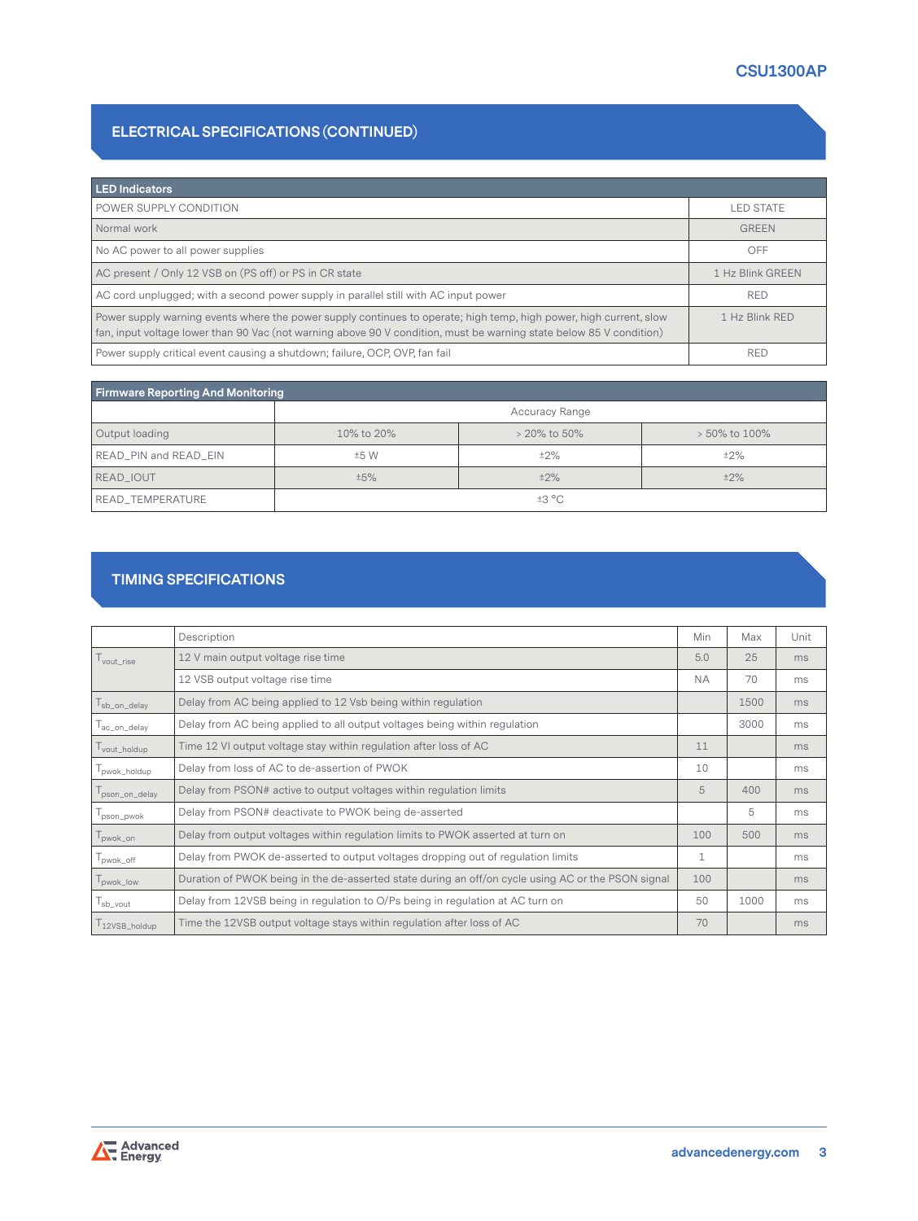## ELECTRICAL SPECIFICATIONS (CONTINUED)

| LED Indicators | |
|---|---|
| POWER SUPPLY CONDITION | LED STATE |
| Normal work | GREEN |
| No AC power to all power supplies | OFF |
| AC present / Only 12 VSB on (PS off) or PS in CR state | 1 Hz Blink GREEN |
| AC cord unplugged; with a second power supply in parallel still with AC input power | RED |
| Power supply warning events where the power supply continues to operate; high temp, high power, high current, slow fan, input voltage lower than 90 Vac (not warning above 90 V condition, must be warning state below 85 V condition) | 1 Hz Blink RED |
| Power supply critical event causing a shutdown; failure, OCP, OVP, fan fail | RED |

| Firmware Reporting And Monitoring | | | |
|---|---|---|---|
| | Accuracy Range | | |
| Output loading | 10% to 20% | > 20% to 50% | > 50% to 100% |
| READ_PIN and READ_EIN | ±5 W | ±2% | ±2% |
| READ_IOUT | ±5% | ±2% | ±2% |
| READ_TEMPERATURE | ±3 °C | | |

## TIMING SPECIFICATIONS

| | Description | Min | Max | Unit |
|---|---|---|---|---|
| $T_{vout\_rise}$ | 12 V main output voltage rise time | 5.0 | 25 | ms |
| | 12 VSB output voltage rise time | NA | 70 | ms |
| $T_{sb\_on\_delay}$ | Delay from AC being applied to 12 Vsb being within regulation | | 1500 | ms |
| $T_{ac\_on\_delay}$ | Delay from AC being applied to all output voltages being within regulation | | 3000 | ms |
| $T_{vout\_holdup}$ | Time 12 Vl output voltage stay within regulation after loss of AC | 11 | | ms |
| $T_{pwok\_holdup}$ | Delay from loss of AC to de-assertion of PWOK | 10 | | ms |
| $T_{pson\_on\_delay}$ | Delay from PSON# active to output voltages within regulation limits | 5 | 400 | ms |
| $T_{pson\_pwok}$ | Delay from PSON# deactivate to PWOK being de-asserted | | 5 | ms |
| $T_{pwok\_on}$ | Delay from output voltages within regulation limits to PWOK asserted at turn on | 100 | 500 | ms |
| $T_{pwok\_off}$ | Delay from PWOK de-asserted to output voltages dropping out of regulation limits | 1 | | ms |
| $T_{pwok\_low}$ | Duration of PWOK being in the de-asserted state during an off/on cycle using AC or the PSON signal | 100 | | ms |
| $T_{sb\_vout}$ | Delay from 12VSB being in regulation to O/Ps being in regulation at AC turn on | 50 | 1000 | ms |
| $T_{12VSB\_holdup}$ | Time the 12VSB output voltage stays within regulation after loss of AC | 70 | | ms |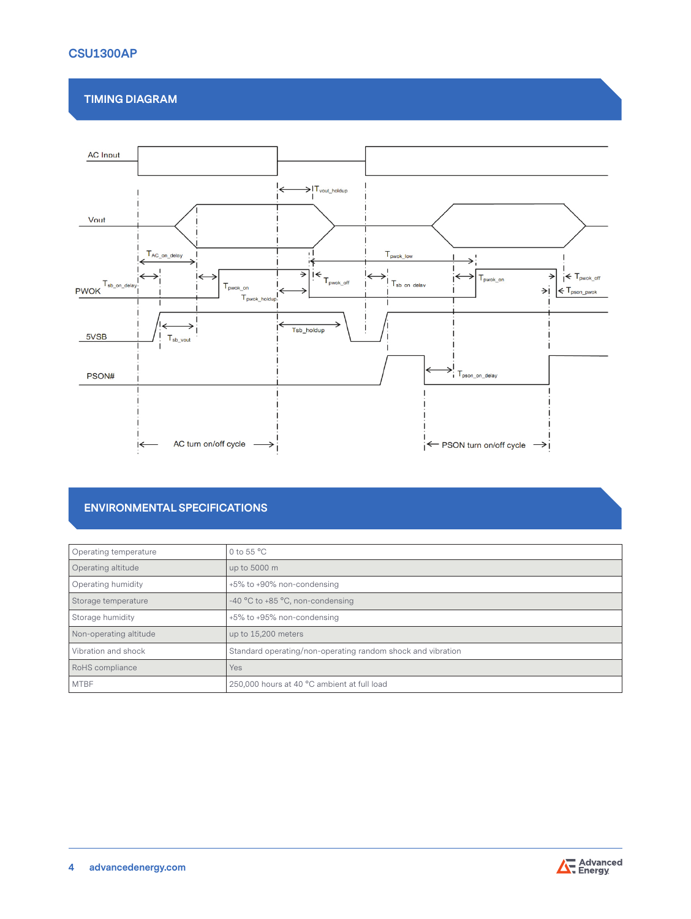## TIMING DIAGRAM

## ENVIRONMENTAL SPECIFICATIONS

| | |
|---|---|
| Operating temperature | 0 to 55 °C |
| Operating altitude | up to 5000 m |
| Operating humidity | +5% to +90% non-condensing |
| Storage temperature | -40 °C to +85 °C, non-condensing |
| Storage humidity | +5% to +95% non-condensing |
| Non-operating altitude | up to 15,200 meters |
| Vibration and shock | Standard operating/non-operating random shock and vibration |
| RoHS compliance | Yes |
| MTBF | 250,000 hours at 40 °C ambient at full load |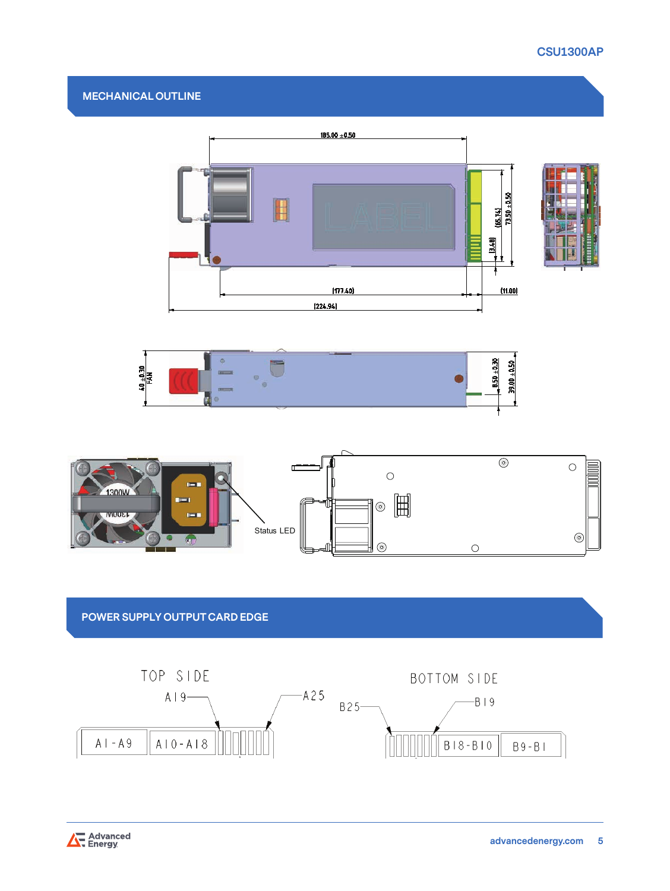## MECHANICAL OUTLINE

185.00 ±0.50

(65.74)

73.50 ±0.50

(3.40)

(177.40)

(11.00)

(224.94)

40 ±0.30 FAN

8.50 ±0.30

39.00 ±0.50

1300W

Status LED

## POWER SUPPLY OUTPUT CARD EDGE

TOP SIDE

A19

A25

A1-A9

A10-A18

BOTTOM SIDE

B25

B19

B18-B10

B9-B1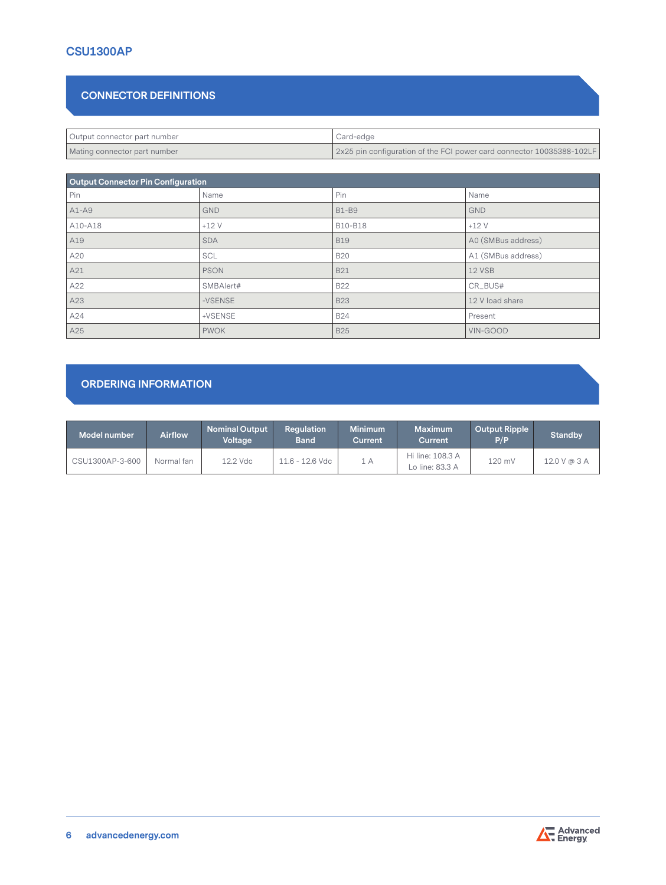CSU1300AP

## CONNECTOR DEFINITIONS

| Output connector part number | Card-edge |
|---|---|
| Mating connector part number | 2x25 pin configuration of the FCI power card connector 10035388-102LF |

| Output Connector Pin Configuration | | | |
|---|---|---|---|
| Pin | Name | Pin | Name |
| A1-A9 | GND | B1-B9 | GND |
| A10-A18 | +12 V | B10-B18 | +12 V |
| A19 | SDA | B19 | A0 (SMBus address) |
| A20 | SCL | B20 | A1 (SMBus address) |
| A21 | PSON | B21 | 12 VSB |
| A22 | SMBAlert# | B22 | CR_BUS# |
| A23 | -VSENSE | B23 | 12 V load share |
| A24 | +VSENSE | B24 | Present |
| A25 | PWOK | B25 | VIN-GOOD |

## ORDERING INFORMATION

| Model number | Airflow | Nominal Output Voltage | Regulation Band | Minimum Current | Maximum Current | Output Ripple P/P | Standby |
|---|---|---|---|---|---|---|---|
| CSU1300AP-3-600 | Normal fan | 12.2 Vdc | 11.6 - 12.6 Vdc | 1 A | Hi line: 108.3 A<br>Lo line: 83.3 A | 120 mV | 12.0 V @ 3 A |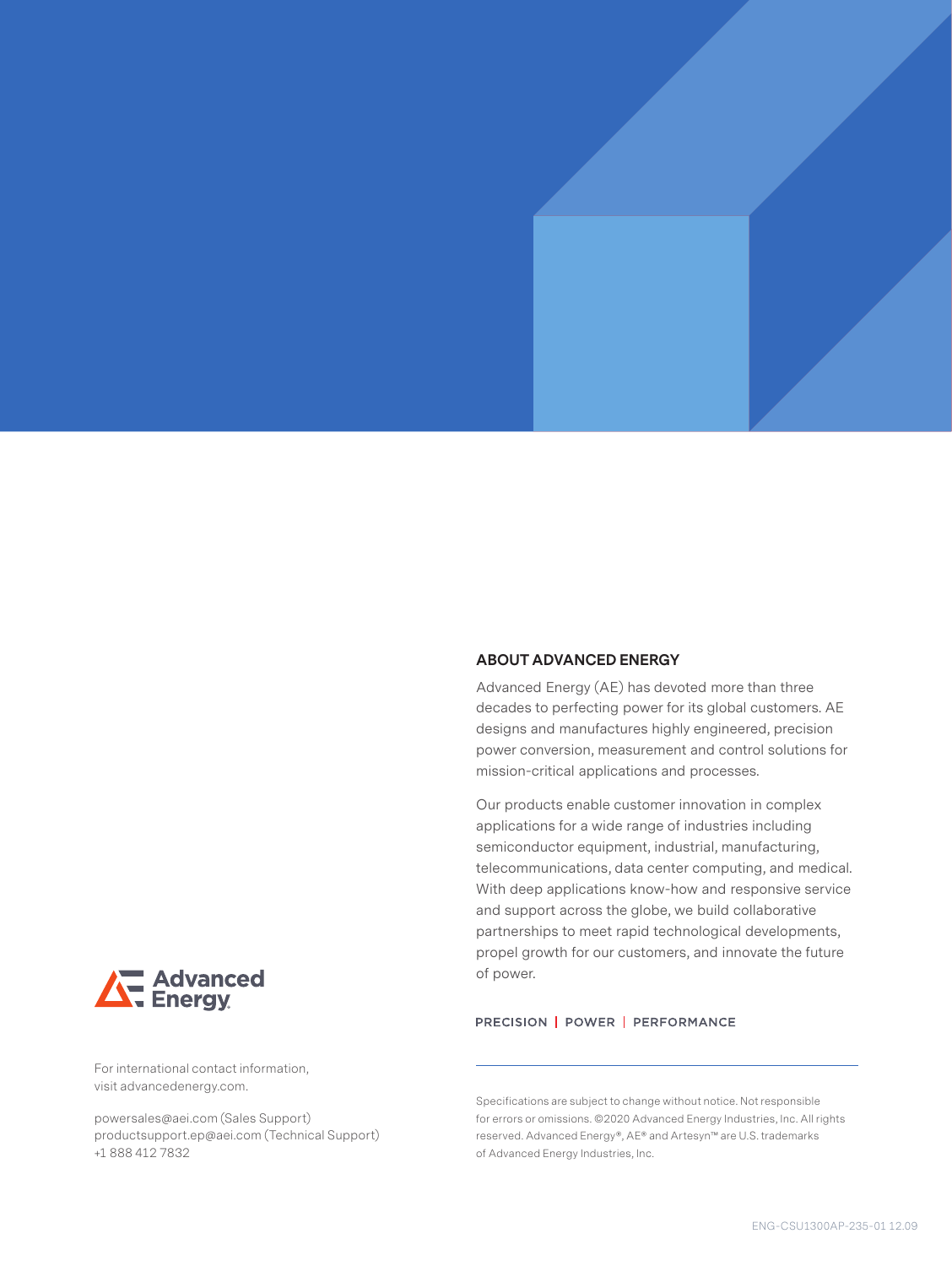## ABOUT ADVANCED ENERGY

Advanced Energy (AE) has devoted more than three decades to perfecting power for its global customers. AE designs and manufactures highly engineered, precision power conversion, measurement and control solutions for mission-critical applications and processes.

Our products enable customer innovation in complex applications for a wide range of industries including semiconductor equipment, industrial, manufacturing, telecommunications, data center computing, and medical. With deep applications know-how and responsive service and support across the globe, we build collaborative partnerships to meet rapid technological developments, propel growth for our customers, and innovate the future of power.

PRECISION | POWER | PERFORMANCE

Advanced Energy

For international contact information, visit advancedenergy.com.

powersales@aei.com (Sales Support)
productsupport.ep@aei.com (Technical Support)
+1 888 412 7832

Specifications are subject to change without notice. Not responsible for errors or omissions. ©2020 Advanced Energy Industries, Inc. All rights reserved. Advanced Energy®, AE® and Artesyn™ are U.S. trademarks of Advanced Energy Industries, Inc.

ENG-CSU1300AP-235-01 12.09